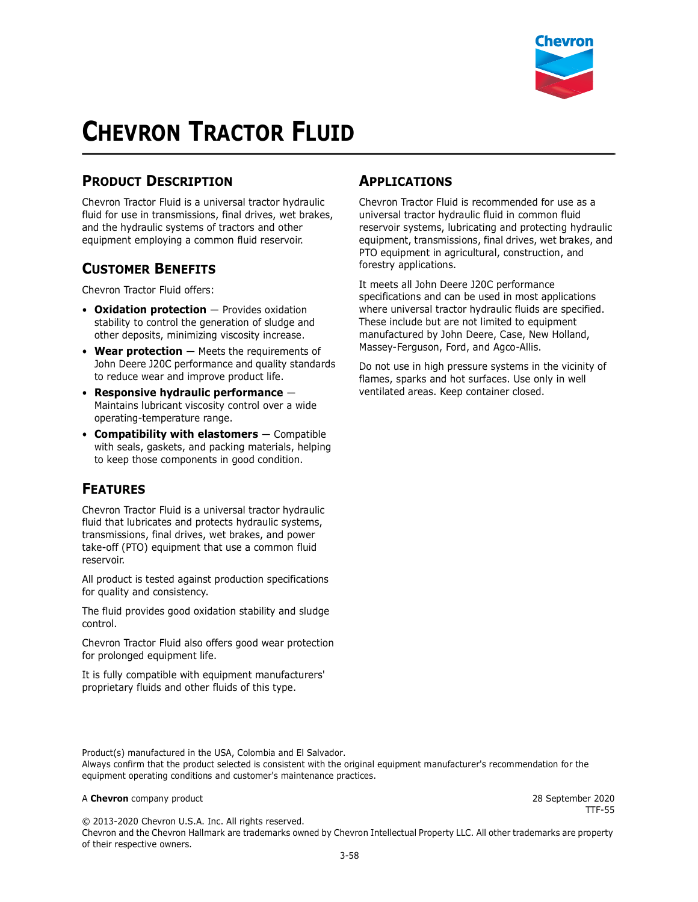# CHEVRON TRACTOR FLUID

## PRODUCT DESCRIPTION

Chevron Tractor Fluid is a universal tractor hydraulic fluid for use in transmissions, final drives, wet brakes, and the hydraulic systems of tractors and other equipment employing a common fluid reservoir.

## CUSTOMER BENEFITS

Chevron Tractor Fluid offers:

- **Oxidation protection** — Provides oxidation stability to control the generation of sludge and other deposits, minimizing viscosity increase.
- **Wear protection** — Meets the requirements of John Deere J20C performance and quality standards to reduce wear and improve product life.
- **Responsive hydraulic performance** — Maintains lubricant viscosity control over a wide operating-temperature range.
- **Compatibility with elastomers** — Compatible with seals, gaskets, and packing materials, helping to keep those components in good condition.

## FEATURES

Chevron Tractor Fluid is a universal tractor hydraulic fluid that lubricates and protects hydraulic systems, transmissions, final drives, wet brakes, and power take-off (PTO) equipment that use a common fluid reservoir.

All product is tested against production specifications for quality and consistency.

The fluid provides good oxidation stability and sludge control.

Chevron Tractor Fluid also offers good wear protection for prolonged equipment life.

It is fully compatible with equipment manufacturers' proprietary fluids and other fluids of this type.

## APPLICATIONS

Chevron Tractor Fluid is recommended for use as a universal tractor hydraulic fluid in common fluid reservoir systems, lubricating and protecting hydraulic equipment, transmissions, final drives, wet brakes, and PTO equipment in agricultural, construction, and forestry applications.

It meets all John Deere J20C performance specifications and can be used in most applications where universal tractor hydraulic fluids are specified. These include but are not limited to equipment manufactured by John Deere, Case, New Holland, Massey-Ferguson, Ford, and Agco-Allis.

Do not use in high pressure systems in the vicinity of flames, sparks and hot surfaces. Use only in well ventilated areas. Keep container closed.

Product(s) manufactured in the USA, Colombia and El Salvador.
Always confirm that the product selected is consistent with the original equipment manufacturer's recommendation for the equipment operating conditions and customer's maintenance practices.

A **Chevron** company product

28 September 2020
TTF-55

© 2013-2020 Chevron U.S.A. Inc. All rights reserved.
Chevron and the Chevron Hallmark are trademarks owned by Chevron Intellectual Property LLC. All other trademarks are property of their respective owners.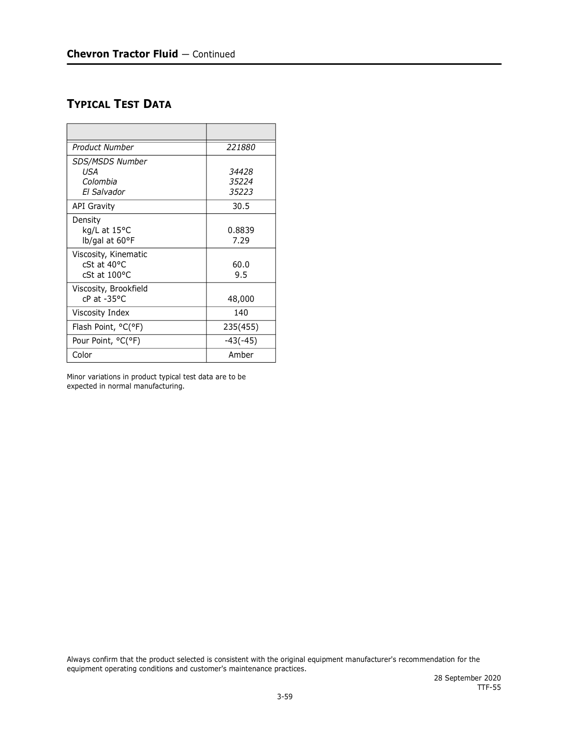## TYPICAL TEST DATA

| | |
|---|---|
| *Product Number* | *221880* |
| *SDS/MSDS Number*<br>*USA*<br>*Colombia*<br>*El Salvador* | <br>*34428*<br>*35224*<br>*35223* |
| API Gravity | 30.5 |
| Density<br>kg/L at 15°C<br>lb/gal at 60°F | <br>0.8839<br>7.29 |
| Viscosity, Kinematic<br>cSt at 40°C<br>cSt at 100°C | <br>60.0<br>9.5 |
| Viscosity, Brookfield<br>cP at -35°C | <br>48,000 |
| Viscosity Index | 140 |
| Flash Point, °C(°F) | 235(455) |
| Pour Point, °C(°F) | -43(-45) |
| Color | Amber |

Minor variations in product typical test data are to be expected in normal manufacturing.

Always confirm that the product selected is consistent with the original equipment manufacturer's recommendation for the equipment operating conditions and customer's maintenance practices.

28 September 2020
TTF-55